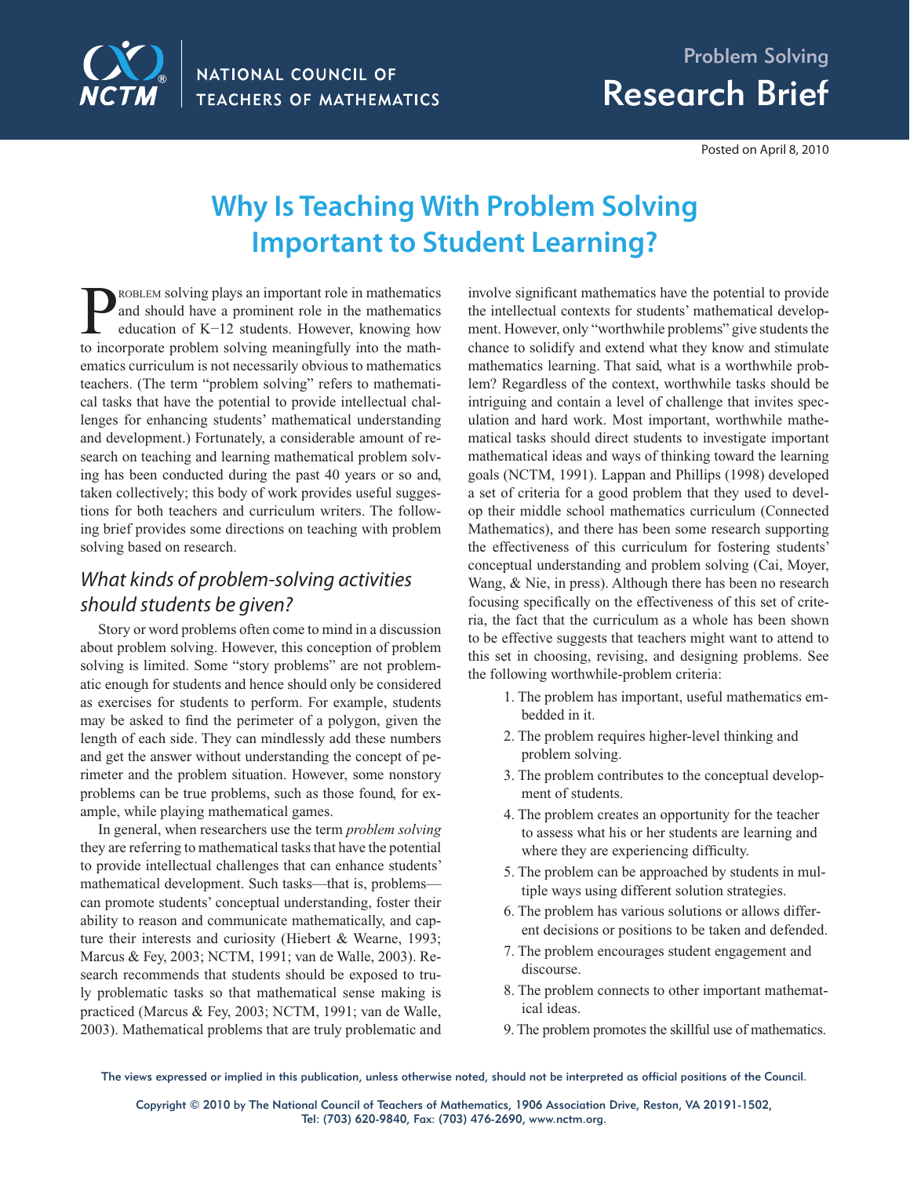NATIONAL COUNCIL OF TEACHERS OF MATHEMATICS

Problem Solving

Research Brief

Posted on April 8, 2010

# Why Is Teaching With Problem Solving Important to Student Learning?

Problem solving plays an important role in mathematics and should have a prominent role in the mathematics education of K–12 students. However, knowing how to incorporate problem solving meaningfully into the mathematics curriculum is not necessarily obvious to mathematics teachers. (The term "problem solving" refers to mathematical tasks that have the potential to provide intellectual challenges for enhancing students' mathematical understanding and development.) Fortunately, a considerable amount of research on teaching and learning mathematical problem solving has been conducted during the past 40 years or so and, taken collectively; this body of work provides useful suggestions for both teachers and curriculum writers. The following brief provides some directions on teaching with problem solving based on research.

## *What kinds of problem-solving activities should students be given?*

Story or word problems often come to mind in a discussion about problem solving. However, this conception of problem solving is limited. Some "story problems" are not problematic enough for students and hence should only be considered as exercises for students to perform. For example, students may be asked to find the perimeter of a polygon, given the length of each side. They can mindlessly add these numbers and get the answer without understanding the concept of perimeter and the problem situation. However, some nonstory problems can be true problems, such as those found, for example, while playing mathematical games.

In general, when researchers use the term *problem solving* they are referring to mathematical tasks that have the potential to provide intellectual challenges that can enhance students' mathematical development. Such tasks—that is, problems—can promote students' conceptual understanding, foster their ability to reason and communicate mathematically, and capture their interests and curiosity (Hiebert & Wearne, 1993; Marcus & Fey, 2003; NCTM, 1991; van de Walle, 2003). Research recommends that students should be exposed to truly problematic tasks so that mathematical sense making is practiced (Marcus & Fey, 2003; NCTM, 1991; van de Walle, 2003). Mathematical problems that are truly problematic and involve significant mathematics have the potential to provide the intellectual contexts for students' mathematical development. However, only "worthwhile problems" give students the chance to solidify and extend what they know and stimulate mathematics learning. That said, what is a worthwhile problem? Regardless of the context, worthwhile tasks should be intriguing and contain a level of challenge that invites speculation and hard work. Most important, worthwhile mathematical tasks should direct students to investigate important mathematical ideas and ways of thinking toward the learning goals (NCTM, 1991). Lappan and Phillips (1998) developed a set of criteria for a good problem that they used to develop their middle school mathematics curriculum (Connected Mathematics), and there has been some research supporting the effectiveness of this curriculum for fostering students' conceptual understanding and problem solving (Cai, Moyer, Wang, & Nie, in press). Although there has been no research focusing specifically on the effectiveness of this set of criteria, the fact that the curriculum as a whole has been shown to be effective suggests that teachers might want to attend to this set in choosing, revising, and designing problems. See the following worthwhile-problem criteria:

1. The problem has important, useful mathematics embedded in it.
2. The problem requires higher-level thinking and problem solving.
3. The problem contributes to the conceptual development of students.
4. The problem creates an opportunity for the teacher to assess what his or her students are learning and where they are experiencing difficulty.
5. The problem can be approached by students in multiple ways using different solution strategies.
6. The problem has various solutions or allows different decisions or positions to be taken and defended.
7. The problem encourages student engagement and discourse.
8. The problem connects to other important mathematical ideas.
9. The problem promotes the skillful use of mathematics.

The views expressed or implied in this publication, unless otherwise noted, should not be interpreted as official positions of the Council.

Copyright © 2010 by The National Council of Teachers of Mathematics, 1906 Association Drive, Reston, VA 20191-1502, Tel: (703) 620-9840, Fax: (703) 476-2690, www.nctm.org.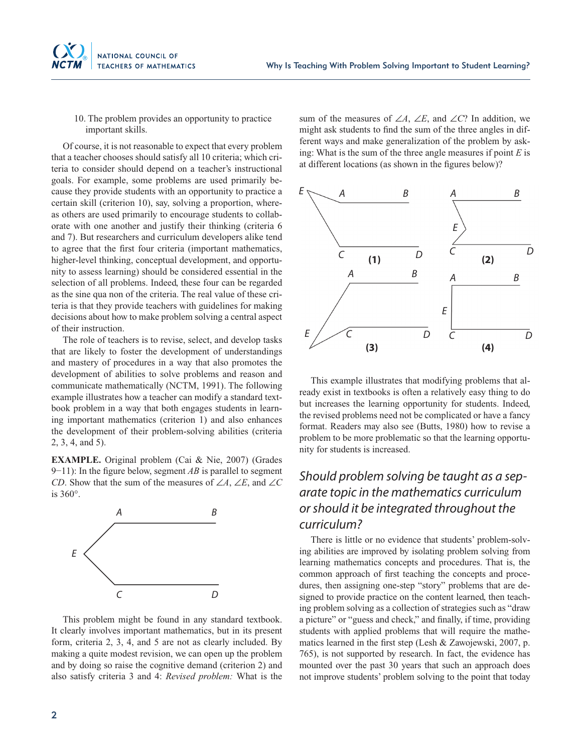10. The problem provides an opportunity to practice important skills.

Of course, it is not reasonable to expect that every problem that a teacher chooses should satisfy all 10 criteria; which criteria to consider should depend on a teacher's instructional goals. For example, some problems are used primarily because they provide students with an opportunity to practice a certain skill (criterion 10), say, solving a proportion, whereas others are used primarily to encourage students to collaborate with one another and justify their thinking (criteria 6 and 7). But researchers and curriculum developers alike tend to agree that the first four criteria (important mathematics, higher-level thinking, conceptual development, and opportunity to assess learning) should be considered essential in the selection of all problems. Indeed, these four can be regarded as the sine qua non of the criteria. The real value of these criteria is that they provide teachers with guidelines for making decisions about how to make problem solving a central aspect of their instruction.

The role of teachers is to revise, select, and develop tasks that are likely to foster the development of understandings and mastery of procedures in a way that also promotes the development of abilities to solve problems and reason and communicate mathematically (NCTM, 1991). The following example illustrates how a teacher can modify a standard textbook problem in a way that both engages students in learning important mathematics (criterion 1) and also enhances the development of their problem-solving abilities (criteria 2, 3, 4, and 5).

**EXAMPLE.** Original problem (Cai & Nie, 2007) (Grades 9−11): In the figure below, segment *AB* is parallel to segment *CD*. Show that the sum of the measures of $\angle A$, $\angle E$, and $\angle C$ is 360°.

This problem might be found in any standard textbook. It clearly involves important mathematics, but in its present form, criteria 2, 3, 4, and 5 are not as clearly included. By making a quite modest revision, we can open up the problem and by doing so raise the cognitive demand (criterion 2) and also satisfy criteria 3 and 4: *Revised problem:* What is the sum of the measures of $\angle A$, $\angle E$, and $\angle C$? In addition, we might ask students to find the sum of the three angles in different ways and make generalization of the problem by asking: What is the sum of the three angle measures if point *E* is at different locations (as shown in the figures below)?

This example illustrates that modifying problems that already exist in textbooks is often a relatively easy thing to do but increases the learning opportunity for students. Indeed, the revised problems need not be complicated or have a fancy format. Readers may also see (Butts, 1980) how to revise a problem to be more problematic so that the learning opportunity for students is increased.

## *Should problem solving be taught as a separate topic in the mathematics curriculum or should it be integrated throughout the curriculum?*

There is little or no evidence that students' problem-solving abilities are improved by isolating problem solving from learning mathematics concepts and procedures. That is, the common approach of first teaching the concepts and procedures, then assigning one-step "story" problems that are designed to provide practice on the content learned, then teaching problem solving as a collection of strategies such as "draw a picture" or "guess and check," and finally, if time, providing students with applied problems that will require the mathematics learned in the first step (Lesh & Zawojewski, 2007, p. 765), is not supported by research. In fact, the evidence has mounted over the past 30 years that such an approach does not improve students' problem solving to the point that today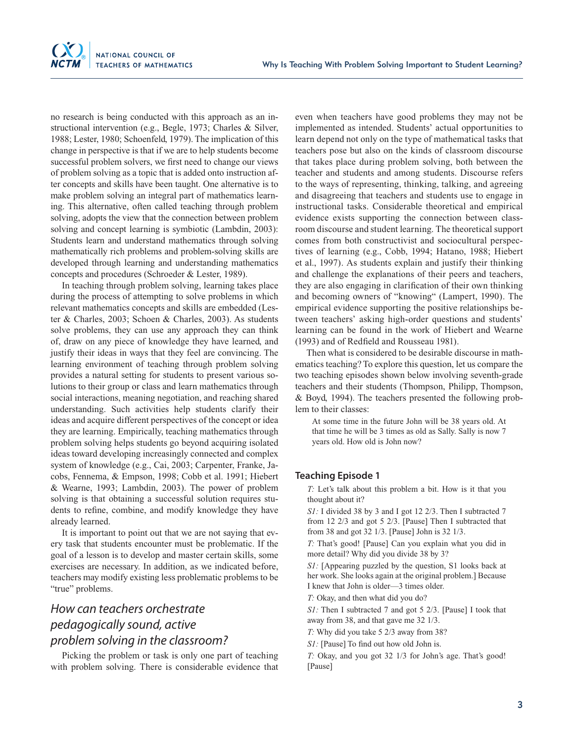no research is being conducted with this approach as an instructional intervention (e.g., Begle, 1973; Charles & Silver, 1988; Lester, 1980; Schoenfeld, 1979). The implication of this change in perspective is that if we are to help students become successful problem solvers, we first need to change our views of problem solving as a topic that is added onto instruction after concepts and skills have been taught. One alternative is to make problem solving an integral part of mathematics learning. This alternative, often called teaching through problem solving, adopts the view that the connection between problem solving and concept learning is symbiotic (Lambdin, 2003): Students learn and understand mathematics through solving mathematically rich problems and problem-solving skills are developed through learning and understanding mathematics concepts and procedures (Schroeder & Lester, 1989).

In teaching through problem solving, learning takes place during the process of attempting to solve problems in which relevant mathematics concepts and skills are embedded (Lester & Charles, 2003; Schoen & Charles, 2003). As students solve problems, they can use any approach they can think of, draw on any piece of knowledge they have learned, and justify their ideas in ways that they feel are convincing. The learning environment of teaching through problem solving provides a natural setting for students to present various solutions to their group or class and learn mathematics through social interactions, meaning negotiation, and reaching shared understanding. Such activities help students clarify their ideas and acquire different perspectives of the concept or idea they are learning. Empirically, teaching mathematics through problem solving helps students go beyond acquiring isolated ideas toward developing increasingly connected and complex system of knowledge (e.g., Cai, 2003; Carpenter, Franke, Jacobs, Fennema, & Empson, 1998; Cobb et al. 1991; Hiebert & Wearne, 1993; Lambdin, 2003). The power of problem solving is that obtaining a successful solution requires students to refine, combine, and modify knowledge they have already learned.

It is important to point out that we are not saying that every task that students encounter must be problematic. If the goal of a lesson is to develop and master certain skills, some exercises are necessary. In addition, as we indicated before, teachers may modify existing less problematic problems to be "true" problems.

## *How can teachers orchestrate pedagogically sound, active problem solving in the classroom?*

Picking the problem or task is only one part of teaching with problem solving. There is considerable evidence that even when teachers have good problems they may not be implemented as intended. Students' actual opportunities to learn depend not only on the type of mathematical tasks that teachers pose but also on the kinds of classroom discourse that takes place during problem solving, both between the teacher and students and among students. Discourse refers to the ways of representing, thinking, talking, and agreeing and disagreeing that teachers and students use to engage in instructional tasks. Considerable theoretical and empirical evidence exists supporting the connection between classroom discourse and student learning. The theoretical support comes from both constructivist and sociocultural perspectives of learning (e.g., Cobb, 1994; Hatano, 1988; Hiebert et al., 1997). As students explain and justify their thinking and challenge the explanations of their peers and teachers, they are also engaging in clarification of their own thinking and becoming owners of "knowing" (Lampert, 1990). The empirical evidence supporting the positive relationships between teachers' asking high-order questions and students' learning can be found in the work of Hiebert and Wearne (1993) and of Redfield and Rousseau 1981).

Then what is considered to be desirable discourse in mathematics teaching? To explore this question, let us compare the two teaching episodes shown below involving seventh-grade teachers and their students (Thompson, Philipp, Thompson, & Boyd, 1994). The teachers presented the following problem to their classes:

> At some time in the future John will be 38 years old. At that time he will be 3 times as old as Sally. Sally is now 7 years old. How old is John now?

### Teaching Episode 1

*T:* Let's talk about this problem a bit. How is it that you thought about it?

*S1:* I divided 38 by 3 and I got 12 2/3. Then I subtracted 7 from 12 2/3 and got 5 2/3. [Pause] Then I subtracted that from 38 and got 32 1/3. [Pause] John is 32 1/3.

*T:* That's good! [Pause] Can you explain what you did in more detail? Why did you divide 38 by 3?

*S1:* [Appearing puzzled by the question, S1 looks back at her work. She looks again at the original problem.] Because I knew that John is older—3 times older.

*T:* Okay, and then what did you do?

*S1:* Then I subtracted 7 and got 5 2/3. [Pause] I took that away from 38, and that gave me 32 1/3.

*T:* Why did you take 5 2/3 away from 38?

*S1:* [Pause] To find out how old John is.

*T:* Okay, and you got 32 1/3 for John's age. That's good! [Pause]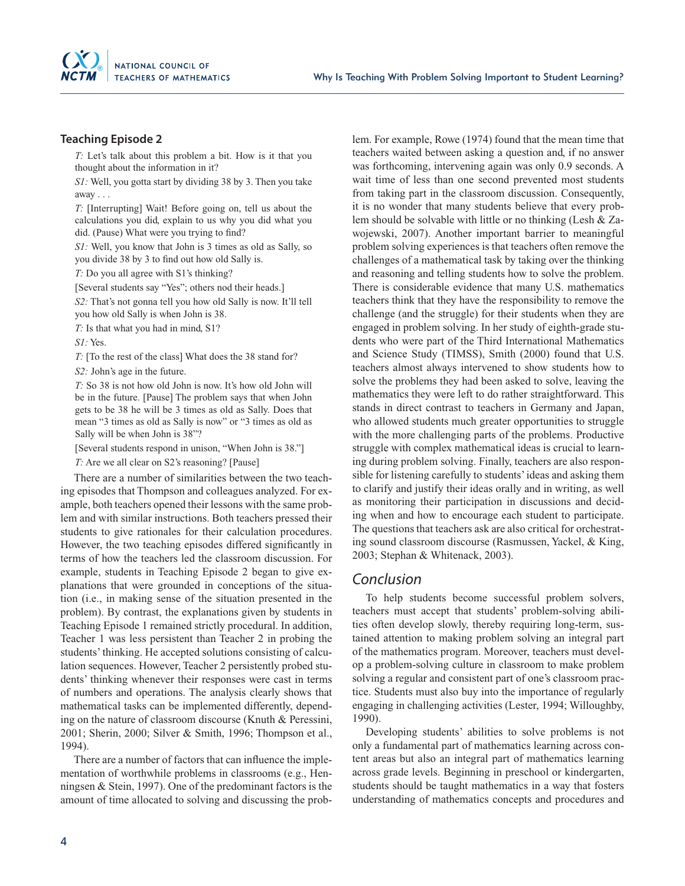### Teaching Episode 2

*T:* Let's talk about this problem a bit. How is it that you thought about the information in it?

*S1:* Well, you gotta start by dividing 38 by 3. Then you take away . . .

*T:* [Interrupting] Wait! Before going on, tell us about the calculations you did, explain to us why you did what you did. (Pause) What were you trying to find?

*S1:* Well, you know that John is 3 times as old as Sally, so you divide 38 by 3 to find out how old Sally is.

*T:* Do you all agree with S1's thinking?

[Several students say "Yes"; others nod their heads.]

*S2:* That's not gonna tell you how old Sally is now. It'll tell you how old Sally is when John is 38.

*T:* Is that what you had in mind, S1?

*S1:* Yes.

*T:* [To the rest of the class] What does the 38 stand for?

*S2:* John's age in the future.

*T:* So 38 is not how old John is now. It's how old John will be in the future. [Pause] The problem says that when John gets to be 38 he will be 3 times as old as Sally. Does that mean "3 times as old as Sally is now" or "3 times as old as Sally will be when John is 38"?

[Several students respond in unison, "When John is 38."]

*T:* Are we all clear on S2's reasoning? [Pause]

There are a number of similarities between the two teaching episodes that Thompson and colleagues analyzed. For example, both teachers opened their lessons with the same problem and with similar instructions. Both teachers pressed their students to give rationales for their calculation procedures. However, the two teaching episodes differed significantly in terms of how the teachers led the classroom discussion. For example, students in Teaching Episode 2 began to give explanations that were grounded in conceptions of the situation (i.e., in making sense of the situation presented in the problem). By contrast, the explanations given by students in Teaching Episode 1 remained strictly procedural. In addition, Teacher 1 was less persistent than Teacher 2 in probing the students' thinking. He accepted solutions consisting of calculation sequences. However, Teacher 2 persistently probed students' thinking whenever their responses were cast in terms of numbers and operations. The analysis clearly shows that mathematical tasks can be implemented differently, depending on the nature of classroom discourse (Knuth & Peressini, 2001; Sherin, 2000; Silver & Smith, 1996; Thompson et al., 1994).

There are a number of factors that can influence the implementation of worthwhile problems in classrooms (e.g., Henningsen & Stein, 1997). One of the predominant factors is the amount of time allocated to solving and discussing the problem. For example, Rowe (1974) found that the mean time that teachers waited between asking a question and, if no answer was forthcoming, intervening again was only 0.9 seconds. A wait time of less than one second prevented most students from taking part in the classroom discussion. Consequently, it is no wonder that many students believe that every problem should be solvable with little or no thinking (Lesh & Zawojewski, 2007). Another important barrier to meaningful problem solving experiences is that teachers often remove the challenges of a mathematical task by taking over the thinking and reasoning and telling students how to solve the problem. There is considerable evidence that many U.S. mathematics teachers think that they have the responsibility to remove the challenge (and the struggle) for their students when they are engaged in problem solving. In her study of eighth-grade students who were part of the Third International Mathematics and Science Study (TIMSS), Smith (2000) found that U.S. teachers almost always intervened to show students how to solve the problems they had been asked to solve, leaving the mathematics they were left to do rather straightforward. This stands in direct contrast to teachers in Germany and Japan, who allowed students much greater opportunities to struggle with the more challenging parts of the problems. Productive struggle with complex mathematical ideas is crucial to learning during problem solving. Finally, teachers are also responsible for listening carefully to students' ideas and asking them to clarify and justify their ideas orally and in writing, as well as monitoring their participation in discussions and deciding when and how to encourage each student to participate. The questions that teachers ask are also critical for orchestrating sound classroom discourse (Rasmussen, Yackel, & King, 2003; Stephan & Whitenack, 2003).

## Conclusion

To help students become successful problem solvers, teachers must accept that students' problem-solving abilities often develop slowly, thereby requiring long-term, sustained attention to making problem solving an integral part of the mathematics program. Moreover, teachers must develop a problem-solving culture in classroom to make problem solving a regular and consistent part of one's classroom practice. Students must also buy into the importance of regularly engaging in challenging activities (Lester, 1994; Willoughby, 1990).

Developing students' abilities to solve problems is not only a fundamental part of mathematics learning across content areas but also an integral part of mathematics learning across grade levels. Beginning in preschool or kindergarten, students should be taught mathematics in a way that fosters understanding of mathematics concepts and procedures and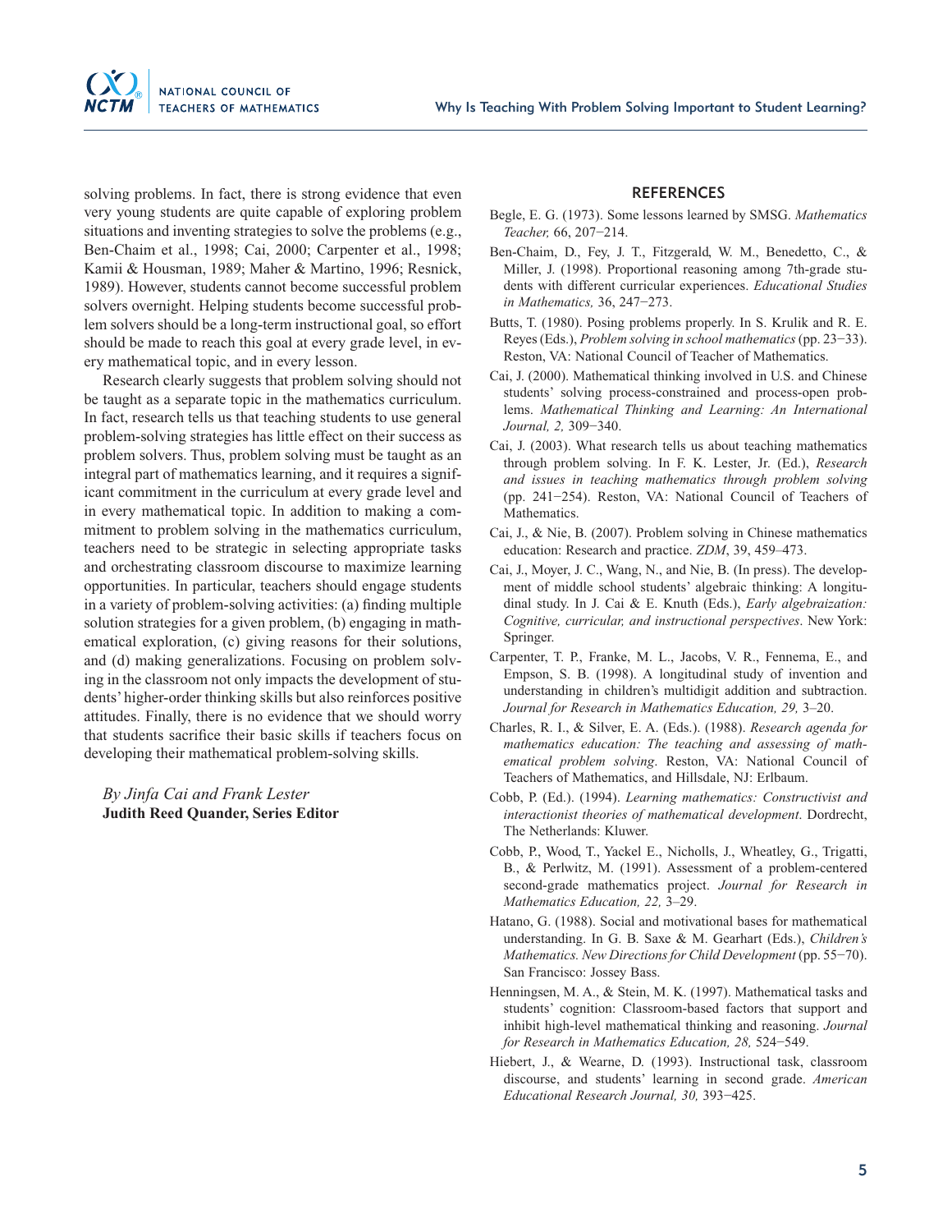solving problems. In fact, there is strong evidence that even very young students are quite capable of exploring problem situations and inventing strategies to solve the problems (e.g., Ben-Chaim et al., 1998; Cai, 2000; Carpenter et al., 1998; Kamii & Housman, 1989; Maher & Martino, 1996; Resnick, 1989). However, students cannot become successful problem solvers overnight. Helping students become successful problem solvers should be a long-term instructional goal, so effort should be made to reach this goal at every grade level, in every mathematical topic, and in every lesson.

Research clearly suggests that problem solving should not be taught as a separate topic in the mathematics curriculum. In fact, research tells us that teaching students to use general problem-solving strategies has little effect on their success as problem solvers. Thus, problem solving must be taught as an integral part of mathematics learning, and it requires a significant commitment in the curriculum at every grade level and in every mathematical topic. In addition to making a commitment to problem solving in the mathematics curriculum, teachers need to be strategic in selecting appropriate tasks and orchestrating classroom discourse to maximize learning opportunities. In particular, teachers should engage students in a variety of problem-solving activities: (a) finding multiple solution strategies for a given problem, (b) engaging in mathematical exploration, (c) giving reasons for their solutions, and (d) making generalizations. Focusing on problem solving in the classroom not only impacts the development of students' higher-order thinking skills but also reinforces positive attitudes. Finally, there is no evidence that we should worry that students sacrifice their basic skills if teachers focus on developing their mathematical problem-solving skills.

*By Jinfa Cai and Frank Lester*
**Judith Reed Quander, Series Editor**

## REFERENCES

Begle, E. G. (1973). Some lessons learned by SMSG. *Mathematics Teacher,* 66, 207−214.

Ben-Chaim, D., Fey, J. T., Fitzgerald, W. M., Benedetto, C., & Miller, J. (1998). Proportional reasoning among 7th-grade students with different curricular experiences. *Educational Studies in Mathematics,* 36, 247−273.

Butts, T. (1980). Posing problems properly. In S. Krulik and R. E. Reyes (Eds.), *Problem solving in school mathematics* (pp. 23−33). Reston, VA: National Council of Teacher of Mathematics.

Cai, J. (2000). Mathematical thinking involved in U.S. and Chinese students' solving process-constrained and process-open problems. *Mathematical Thinking and Learning: An International Journal, 2,* 309−340.

Cai, J. (2003). What research tells us about teaching mathematics through problem solving. In F. K. Lester, Jr. (Ed.), *Research and issues in teaching mathematics through problem solving* (pp. 241−254). Reston, VA: National Council of Teachers of Mathematics.

Cai, J., & Nie, B. (2007). Problem solving in Chinese mathematics education: Research and practice. *ZDM*, 39, 459–473.

Cai, J., Moyer, J. C., Wang, N., and Nie, B. (In press). The development of middle school students' algebraic thinking: A longitudinal study. In J. Cai & E. Knuth (Eds.), *Early algebraization: Cognitive, curricular, and instructional perspectives*. New York: Springer.

Carpenter, T. P., Franke, M. L., Jacobs, V. R., Fennema, E., and Empson, S. B. (1998). A longitudinal study of invention and understanding in children's multidigit addition and subtraction. *Journal for Research in Mathematics Education, 29,* 3–20.

Charles, R. I., & Silver, E. A. (Eds.). (1988). *Research agenda for mathematics education: The teaching and assessing of mathematical problem solving*. Reston, VA: National Council of Teachers of Mathematics, and Hillsdale, NJ: Erlbaum.

Cobb, P. (Ed.). (1994). *Learning mathematics: Constructivist and interactionist theories of mathematical development*. Dordrecht, The Netherlands: Kluwer.

Cobb, P., Wood, T., Yackel E., Nicholls, J., Wheatley, G., Trigatti, B., & Perlwitz, M. (1991). Assessment of a problem-centered second-grade mathematics project. *Journal for Research in Mathematics Education, 22,* 3–29.

Hatano, G. (1988). Social and motivational bases for mathematical understanding. In G. B. Saxe & M. Gearhart (Eds.), *Children's Mathematics. New Directions for Child Development* (pp. 55−70). San Francisco: Jossey Bass.

Henningsen, M. A., & Stein, M. K. (1997). Mathematical tasks and students' cognition: Classroom-based factors that support and inhibit high-level mathematical thinking and reasoning. *Journal for Research in Mathematics Education, 28,* 524−549.

Hiebert, J., & Wearne, D. (1993). Instructional task, classroom discourse, and students' learning in second grade. *American Educational Research Journal, 30,* 393−425.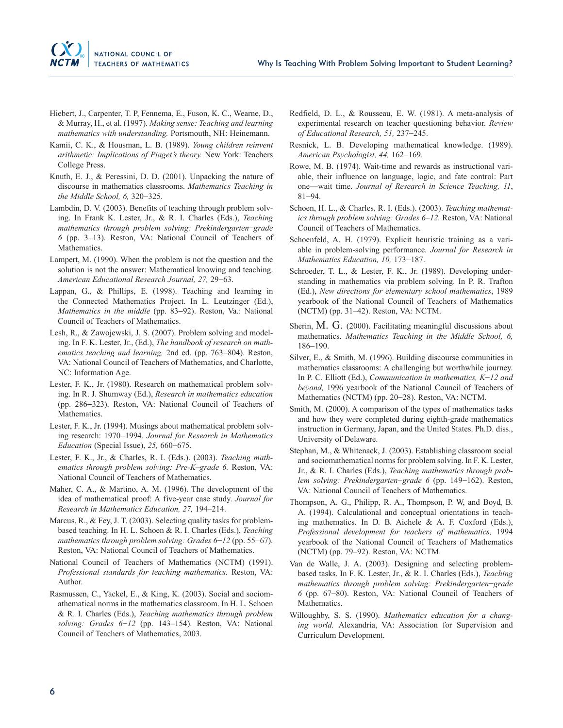Hiebert, J., Carpenter, T. P, Fennema, E., Fuson, K. C., Wearne, D., & Murray, H., et al. (1997). *Making sense: Teaching and learning mathematics with understanding.* Portsmouth, NH: Heinemann.

Kamii, C. K., & Housman, L. B. (1989). *Young children reinvent arithmetic: Implications of Piaget's theory.* New York: Teachers College Press.

Knuth, E. J., & Peressini, D. D. (2001). Unpacking the nature of discourse in mathematics classrooms. *Mathematics Teaching in the Middle School, 6,* 320–325.

Lambdin, D. V. (2003). Benefits of teaching through problem solving. In Frank K. Lester, Jr., & R. I. Charles (Eds.), *Teaching mathematics through problem solving: Prekindergarten−grade 6* (pp. 3–13). Reston, VA: National Council of Teachers of Mathematics.

Lampert, M. (1990). When the problem is not the question and the solution is not the answer: Mathematical knowing and teaching. *American Educational Research Journal, 27,* 29–63.

Lappan, G., & Phillips, E. (1998). Teaching and learning in the Connected Mathematics Project. In L. Leutzinger (Ed.), *Mathematics in the middle* (pp. 83–92). Reston, Va.: National Council of Teachers of Mathematics.

Lesh, R., & Zawojewski, J. S. (2007). Problem solving and modeling. In F. K. Lester, Jr., (Ed.), *The handbook of research on mathematics teaching and learning,* 2nd ed. (pp. 763–804). Reston, VA: National Council of Teachers of Mathematics, and Charlotte, NC: Information Age.

Lester, F. K., Jr. (1980). Research on mathematical problem solving. In R. J. Shumway (Ed.), *Research in mathematics education* (pp. 286–323). Reston, VA: National Council of Teachers of Mathematics.

Lester, F. K., Jr. (1994). Musings about mathematical problem solving research: 1970–1994. *Journal for Research in Mathematics Education* (Special Issue), *25,* 660–675.

Lester, F. K., Jr., & Charles, R. I. (Eds.). (2003). *Teaching mathematics through problem solving: Pre-K–grade 6.* Reston, VA: National Council of Teachers of Mathematics.

Maher, C. A., & Martino, A. M. (1996). The development of the idea of mathematical proof: A five-year case study. *Journal for Research in Mathematics Education, 27,* 194–214.

Marcus, R., & Fey, J. T. (2003). Selecting quality tasks for problem-based teaching. In H. L. Schoen & R. I. Charles (Eds.), *Teaching mathematics through problem solving: Grades 6−12* (pp. 55–67). Reston, VA: National Council of Teachers of Mathematics.

National Council of Teachers of Mathematics (NCTM) (1991). *Professional standards for teaching mathematics.* Reston, VA: Author.

Rasmussen, C., Yackel, E., & King, K. (2003). Social and sociomathematical norms in the mathematics classroom. In H. L. Schoen & R. I. Charles (Eds.), *Teaching mathematics through problem solving: Grades 6−12* (pp. 143–154). Reston, VA: National Council of Teachers of Mathematics, 2003.

Redfield, D. L., & Rousseau, E. W. (1981). A meta-analysis of experimental research on teacher questioning behavior. *Review of Educational Research, 51,* 237–245.

Resnick, L. B. Developing mathematical knowledge. (1989). *American Psychologist, 44,* 162–169.

Rowe, M. B. (1974). Wait-time and rewards as instructional variable, their influence on language, logic, and fate control: Part one—wait time. *Journal of Research in Science Teaching, 11*, 81–94.

Schoen, H. L., & Charles, R. I. (Eds.). (2003). *Teaching mathematics through problem solving: Grades 6–12.* Reston, VA: National Council of Teachers of Mathematics.

Schoenfeld, A. H. (1979). Explicit heuristic training as a variable in problem-solving performance*. Journal for Research in Mathematics Education, 10,* 173–187.

Schroeder, T. L., & Lester, F. K., Jr. (1989). Developing understanding in mathematics via problem solving. In P. R. Trafton (Ed.), *New directions for elementary school mathematics*, 1989 yearbook of the National Council of Teachers of Mathematics (NCTM) (pp. 31–42). Reston, VA: NCTM.

Sherin, M. G. (2000). Facilitating meaningful discussions about mathematics. *Mathematics Teaching in the Middle School, 6,* 186–190.

Silver, E., & Smith, M. (1996). Building discourse communities in mathematics classrooms: A challenging but worthwhile journey. In P. C. Elliott (Ed.), *Communication in mathematics, K−12 and beyond,* 1996 yearbook of the National Council of Teachers of Mathematics (NCTM) (pp. 20–28). Reston, VA: NCTM.

Smith, M. (2000). A comparison of the types of mathematics tasks and how they were completed during eighth-grade mathematics instruction in Germany, Japan, and the United States. Ph.D. diss., University of Delaware.

Stephan, M., & Whitenack, J. (2003). Establishing classroom social and sociomathematical norms for problem solving. In F. K. Lester, Jr., & R. I. Charles (Eds.), *Teaching mathematics through problem solving: Prekindergarten−grade 6* (pp. 149–162). Reston, VA: National Council of Teachers of Mathematics.

Thompson, A. G., Philipp, R. A., Thompson, P. W, and Boyd, B. A. (1994). Calculational and conceptual orientations in teaching mathematics. In D. B. Aichele & A. F. Coxford (Eds.), *Professional development for teachers of mathematics,* 1994 yearbook of the National Council of Teachers of Mathematics (NCTM) (pp. 79–92). Reston, VA: NCTM.

Van de Walle, J. A. (2003). Designing and selecting problem-based tasks. In F. K. Lester, Jr., & R. I. Charles (Eds.), *Teaching mathematics through problem solving: Prekindergarten−grade 6* (pp. 67–80). Reston, VA: National Council of Teachers of Mathematics.

Willoughby, S. S. (1990). *Mathematics education for a changing world.* Alexandria, VA: Association for Supervision and Curriculum Development.